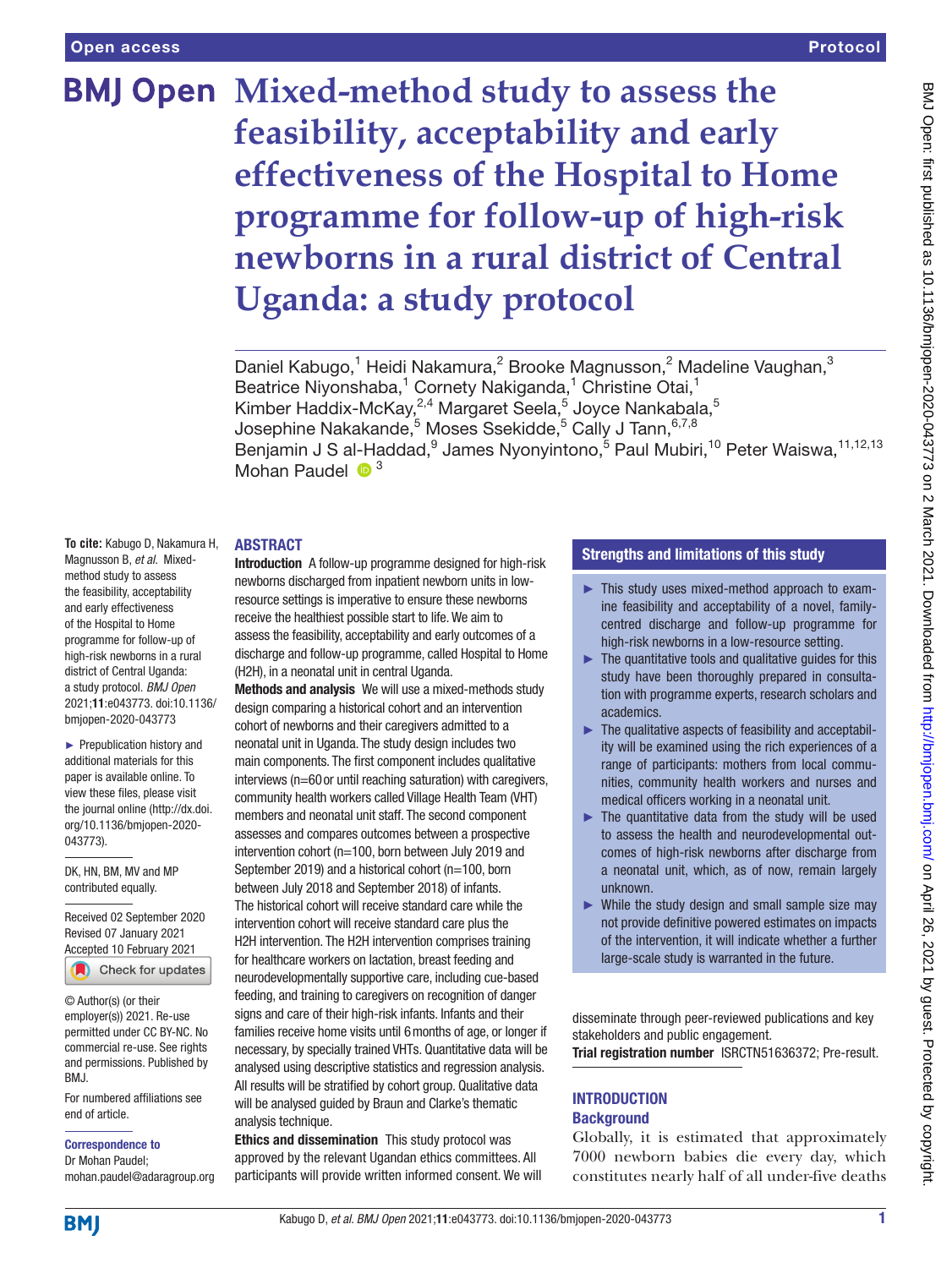# Mixed-method study to assess the feasibility, acceptability and early effectiveness of the Hospital to Home programme for follow-up of high-risk newborns in a rural district of Central Uganda: a study protocol

Daniel Kabugo,[1] Heidi Nakamura,[2] Brooke Magnusson,[2] Madeline Vaughan,[3] Beatrice Niyonshaba,[1] Cornety Nakiganda,[1] Christine Otai,[1] Kimber Haddix-McKay,[2,4] Margaret Seela,[5] Joyce Nankabala,[5] Josephine Nakakande,[5] Moses Ssekidde,[5] Cally J Tann,[6,7,8] Benjamin J S al-Haddad,[9] James Nyonyintono,[5] Paul Mubiri,[10] Peter Waiswa,[11,12,13] Mohan Paudel[3]

**To cite:** Kabugo D, Nakamura H, Magnusson B, *et al*. Mixed-method study to assess the feasibility, acceptability and early effectiveness of the Hospital to Home programme for follow-up of high-risk newborns in a rural district of Central Uganda: a study protocol. *BMJ Open* 2021;**11**:e043773. doi:10.1136/bmjopen-2020-043773

► Prepublication history and additional materials for this paper is available online. To view these files, please visit the journal online (http://dx.doi.org/10.1136/bmjopen-2020-043773).

DK, HN, BM, MV and MP contributed equally.

Received 02 September 2020
Revised 07 January 2021
Accepted 10 February 2021

© Author(s) (or their employer(s)) 2021. Re-use permitted under CC BY-NC. No commercial re-use. See rights and permissions. Published by BMJ.

For numbered affiliations see end of article.

**Correspondence to**
Dr Mohan Paudel;
mohan.paudel@adaragroup.org

## ABSTRACT

**Introduction** A follow-up programme designed for high-risk newborns discharged from inpatient newborn units in low-resource settings is imperative to ensure these newborns receive the healthiest possible start to life. We aim to assess the feasibility, acceptability and early outcomes of a discharge and follow-up programme, called Hospital to Home (H2H), in a neonatal unit in central Uganda.

**Methods and analysis** We will use a mixed-methods study design comparing a historical cohort and an intervention cohort of newborns and their caregivers admitted to a neonatal unit in Uganda. The study design includes two main components. The first component includes qualitative interviews (n=60 or until reaching saturation) with caregivers, community health workers called Village Health Team (VHT) members and neonatal unit staff. The second component assesses and compares outcomes between a prospective intervention cohort (n=100, born between July 2019 and September 2019) and a historical cohort (n=100, born between July 2018 and September 2018) of infants. The historical cohort will receive standard care while the intervention cohort will receive standard care plus the H2H intervention. The H2H intervention comprises training for healthcare workers on lactation, breast feeding and neurodevelopmentally supportive care, including cue-based feeding, and training to caregivers on recognition of danger signs and care of their high-risk infants. Infants and their families receive home visits until 6 months of age, or longer if necessary, by specially trained VHTs. Quantitative data will be analysed using descriptive statistics and regression analysis. All results will be stratified by cohort group. Qualitative data will be analysed guided by Braun and Clarke's thematic analysis technique.

**Ethics and dissemination** This study protocol was approved by the relevant Ugandan ethics committees. All participants will provide written informed consent. We will disseminate through peer-reviewed publications and key stakeholders and public engagement.

**Trial registration number** ISRCTN51636372; Pre-result.

## Strengths and limitations of this study

- ► This study uses mixed-method approach to examine feasibility and acceptability of a novel, family-centred discharge and follow-up programme for high-risk newborns in a low-resource setting.
- ► The quantitative tools and qualitative guides for this study have been thoroughly prepared in consultation with programme experts, research scholars and academics.
- ► The qualitative aspects of feasibility and acceptability will be examined using the rich experiences of a range of participants: mothers from local communities, community health workers and nurses and medical officers working in a neonatal unit.
- ► The quantitative data from the study will be used to assess the health and neurodevelopmental outcomes of high-risk newborns after discharge from a neonatal unit, which, as of now, remain largely unknown.
- ► While the study design and small sample size may not provide definitive powered estimates on impacts of the intervention, it will indicate whether a further large-scale study is warranted in the future.

## INTRODUCTION

### Background

Globally, it is estimated that approximately 7000 newborn babies die every day, which constitutes nearly half of all under-five deaths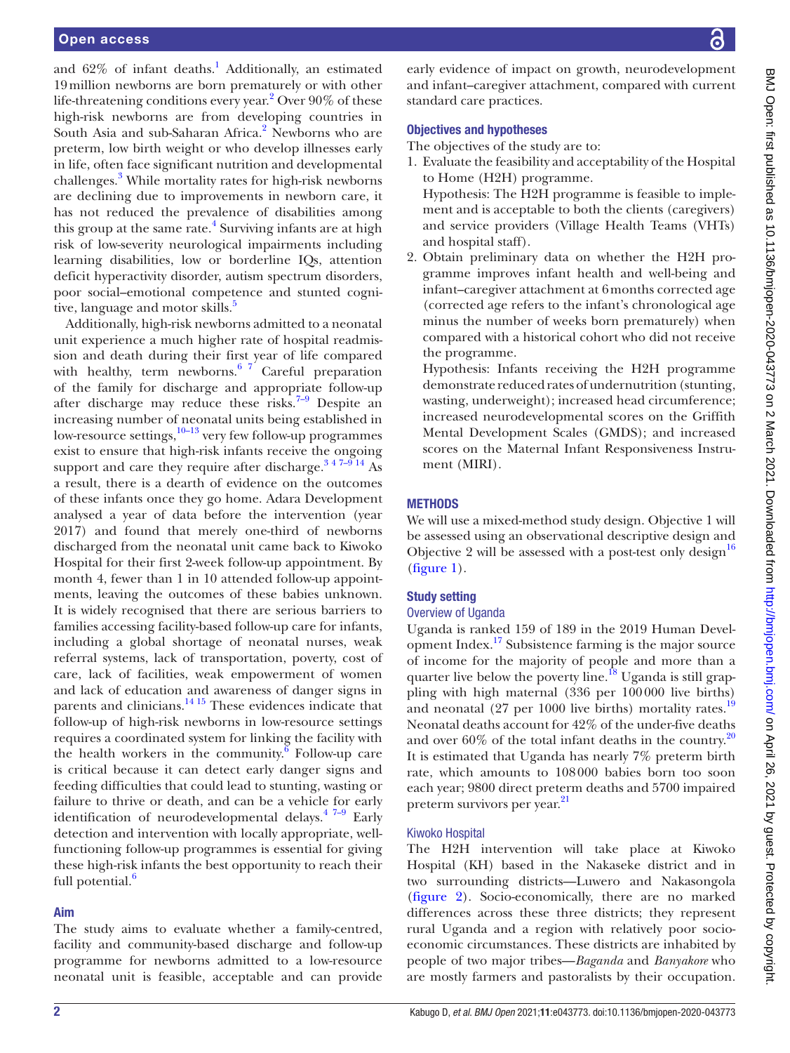and 62% of infant deaths.[1] Additionally, an estimated 19 million newborns are born prematurely or with other life-threatening conditions every year.[2] Over 90% of these high-risk newborns are from developing countries in South Asia and sub-Saharan Africa.[2] Newborns who are preterm, low birth weight or who develop illnesses early in life, often face significant nutrition and developmental challenges.[3] While mortality rates for high-risk newborns are declining due to improvements in newborn care, it has not reduced the prevalence of disabilities among this group at the same rate.[4] Surviving infants are at high risk of low-severity neurological impairments including learning disabilities, low or borderline IQs, attention deficit hyperactivity disorder, autism spectrum disorders, poor social–emotional competence and stunted cognitive, language and motor skills.[5]

Additionally, high-risk newborns admitted to a neonatal unit experience a much higher rate of hospital readmission and death during their first year of life compared with healthy, term newborns.[6 7] Careful preparation of the family for discharge and appropriate follow-up after discharge may reduce these risks.[7–9] Despite an increasing number of neonatal units being established in low-resource settings,[10–13] very few follow-up programmes exist to ensure that high-risk infants receive the ongoing support and care they require after discharge.[3 4 7–9 14] As a result, there is a dearth of evidence on the outcomes of these infants once they go home. Adara Development analysed a year of data before the intervention (year 2017) and found that merely one-third of newborns discharged from the neonatal unit came back to Kiwoko Hospital for their first 2-week follow-up appointment. By month 4, fewer than 1 in 10 attended follow-up appointments, leaving the outcomes of these babies unknown. It is widely recognised that there are serious barriers to families accessing facility-based follow-up care for infants, including a global shortage of neonatal nurses, weak referral systems, lack of transportation, poverty, cost of care, lack of facilities, weak empowerment of women and lack of education and awareness of danger signs in parents and clinicians.[14 15] These evidences indicate that follow-up of high-risk newborns in low-resource settings requires a coordinated system for linking the facility with the health workers in the community.[6] Follow-up care is critical because it can detect early danger signs and feeding difficulties that could lead to stunting, wasting or failure to thrive or death, and can be a vehicle for early identification of neurodevelopmental delays.[4 7–9] Early detection and intervention with locally appropriate, well-functioning follow-up programmes is essential for giving these high-risk infants the best opportunity to reach their full potential.[6]

## Aim

The study aims to evaluate whether a family-centred, facility and community-based discharge and follow-up programme for newborns admitted to a low-resource neonatal unit is feasible, acceptable and can provide early evidence of impact on growth, neurodevelopment and infant–caregiver attachment, compared with current standard care practices.

## Objectives and hypotheses

The objectives of the study are to:

1. Evaluate the feasibility and acceptability of the Hospital to Home (H2H) programme.
   Hypothesis: The H2H programme is feasible to implement and is acceptable to both the clients (caregivers) and service providers (Village Health Teams (VHTs) and hospital staff).
2. Obtain preliminary data on whether the H2H programme improves infant health and well-being and infant–caregiver attachment at 6 months corrected age (corrected age refers to the infant's chronological age minus the number of weeks born prematurely) when compared with a historical cohort who did not receive the programme.
   Hypothesis: Infants receiving the H2H programme demonstrate reduced rates of undernutrition (stunting, wasting, underweight); increased head circumference; increased neurodevelopmental scores on the Griffith Mental Development Scales (GMDS); and increased scores on the Maternal Infant Responsiveness Instrument (MIRI).

## METHODS

We will use a mixed-method study design. Objective 1 will be assessed using an observational descriptive design and Objective 2 will be assessed with a post-test only design[16] (figure 1).

### Study setting

#### Overview of Uganda

Uganda is ranked 159 of 189 in the 2019 Human Development Index.[17] Subsistence farming is the major source of income for the majority of people and more than a quarter live below the poverty line.[18] Uganda is still grappling with high maternal (336 per 100 000 live births) and neonatal (27 per 1000 live births) mortality rates.[19] Neonatal deaths account for 42% of the under-five deaths and over 60% of the total infant deaths in the country.[20] It is estimated that Uganda has nearly 7% preterm birth rate, which amounts to 108 000 babies born too soon each year; 9800 direct preterm deaths and 5700 impaired preterm survivors per year.[21]

#### Kiwoko Hospital

The H2H intervention will take place at Kiwoko Hospital (KH) based in the Nakaseke district and in two surrounding districts—Luwero and Nakasongola (figure 2). Socio-economically, there are no marked differences across these three districts; they represent rural Uganda and a region with relatively poor socio-economic circumstances. These districts are inhabited by people of two major tribes—*Baganda* and *Banyakore* who are mostly farmers and pastoralists by their occupation.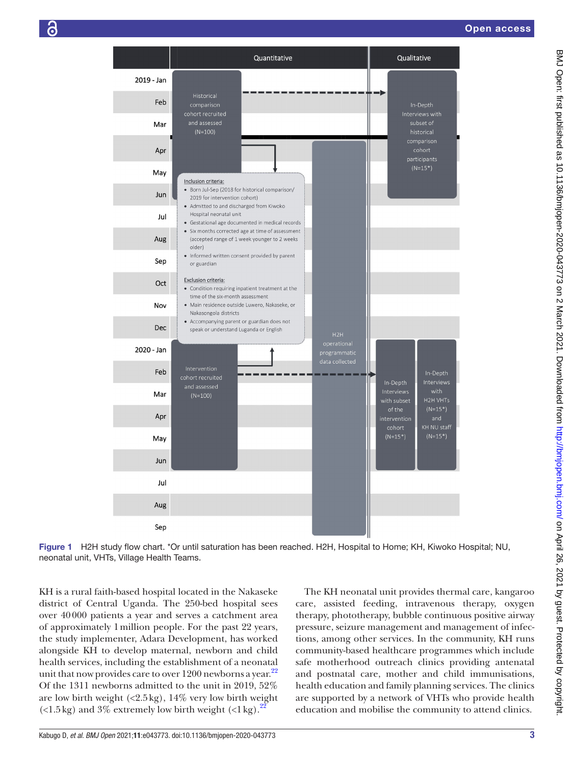Figure 1 H2H study flow chart. *Or until saturation has been reached. H2H, Hospital to Home; KH, Kiwoko Hospital; NU, neonatal unit, VHTs, Village Health Teams.

KH is a rural faith-based hospital located in the Nakaseke district of Central Uganda. The 250-bed hospital sees over 40 000 patients a year and serves a catchment area of approximately 1 million people. For the past 22 years, the study implementer, Adara Development, has worked alongside KH to develop maternal, newborn and child health services, including the establishment of a neonatal unit that now provides care to over 1200 newborns a year.[22] Of the 1311 newborns admitted to the unit in 2019, 52% are low birth weight (<2.5 kg), 14% very low birth weight (<1.5 kg) and 3% extremely low birth weight (<1 kg).[22]

The KH neonatal unit provides thermal care, kangaroo care, assisted feeding, intravenous therapy, oxygen therapy, phototherapy, bubble continuous positive airway pressure, seizure management and management of infections, among other services. In the community, KH runs community-based healthcare programmes which include safe motherhood outreach clinics providing antenatal and postnatal care, mother and child immunisations, health education and family planning services. The clinics are supported by a network of VHTs who provide health education and mobilise the community to attend clinics.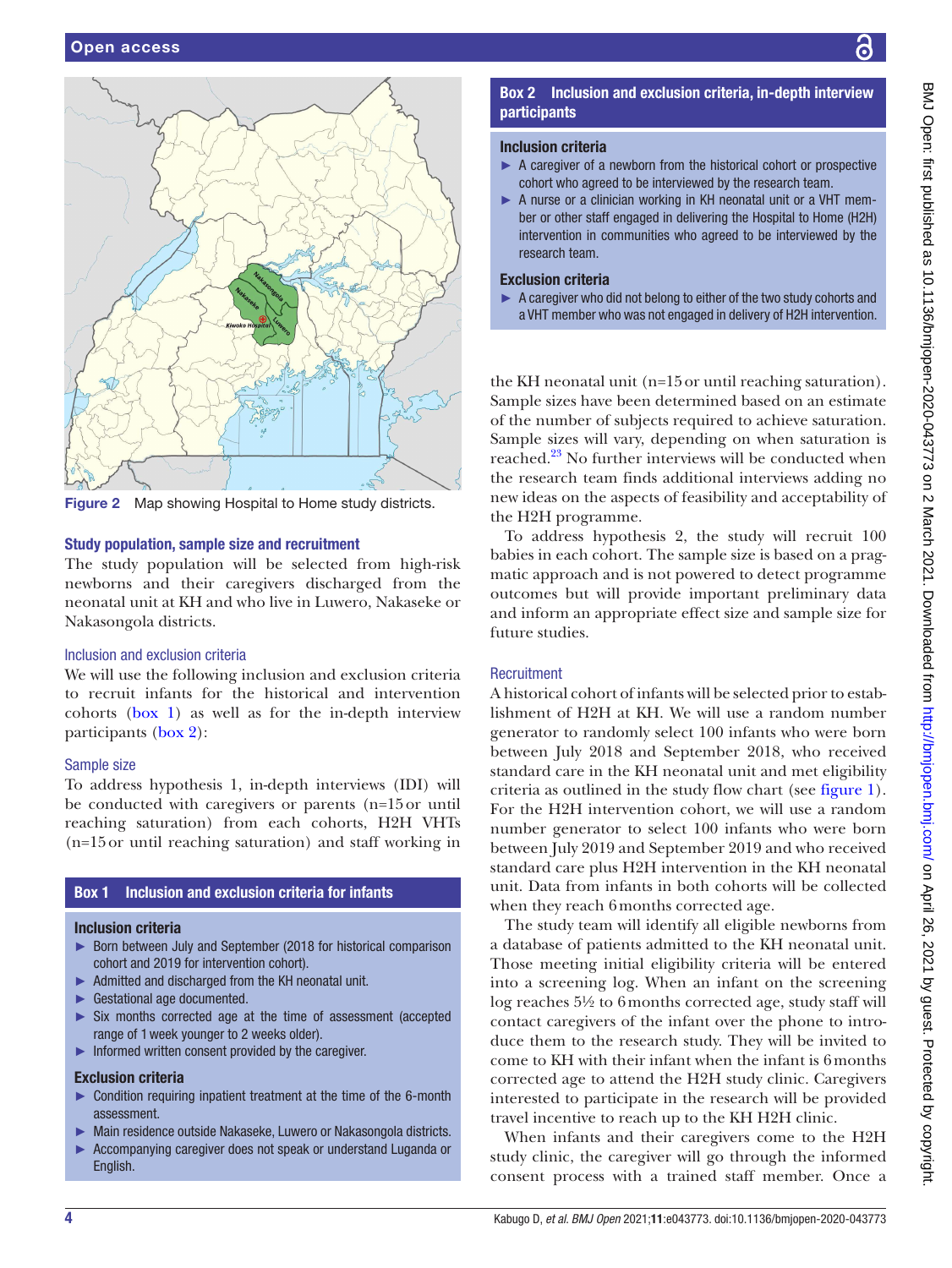Figure 2 Map showing Hospital to Home study districts.

### Study population, sample size and recruitment

The study population will be selected from high-risk newborns and their caregivers discharged from the neonatal unit at KH and who live in Luwero, Nakaseke or Nakasongola districts.

#### Inclusion and exclusion criteria

We will use the following inclusion and exclusion criteria to recruit infants for the historical and intervention cohorts (box 1) as well as for the in-depth interview participants (box 2):

> **Box 1 Inclusion and exclusion criteria for infants**
>
> **Inclusion criteria**
>
> - Born between July and September (2018 for historical comparison cohort and 2019 for intervention cohort).
> - Admitted and discharged from the KH neonatal unit.
> - Gestational age documented.
> - Six months corrected age at the time of assessment (accepted range of 1 week younger to 2 weeks older).
> - Informed written consent provided by the caregiver.
>
> **Exclusion criteria**
>
> - Condition requiring inpatient treatment at the time of the 6-month assessment.
> - Main residence outside Nakaseke, Luwero or Nakasongola districts.
> - Accompanying caregiver does not speak or understand Luganda or English.

> **Box 2 Inclusion and exclusion criteria, in-depth interview participants**
>
> **Inclusion criteria**
>
> - A caregiver of a newborn from the historical cohort or prospective cohort who agreed to be interviewed by the research team.
> - A nurse or a clinician working in KH neonatal unit or a VHT member or other staff engaged in delivering the Hospital to Home (H2H) intervention in communities who agreed to be interviewed by the research team.
>
> **Exclusion criteria**
>
> - A caregiver who did not belong to either of the two study cohorts and a VHT member who was not engaged in delivery of H2H intervention.

#### Sample size

To address hypothesis 1, in-depth interviews (IDI) will be conducted with caregivers or parents (n=15 or until reaching saturation) from each cohorts, H2H VHTs (n=15 or until reaching saturation) and staff working in the KH neonatal unit (n=15 or until reaching saturation). Sample sizes have been determined based on an estimate of the number of subjects required to achieve saturation. Sample sizes will vary, depending on when saturation is reached.[23] No further interviews will be conducted when the research team finds additional interviews adding no new ideas on the aspects of feasibility and acceptability of the H2H programme.

To address hypothesis 2, the study will recruit 100 babies in each cohort. The sample size is based on a pragmatic approach and is not powered to detect programme outcomes but will provide important preliminary data and inform an appropriate effect size and sample size for future studies.

#### Recruitment

A historical cohort of infants will be selected prior to establishment of H2H at KH. We will use a random number generator to randomly select 100 infants who were born between July 2018 and September 2018, who received standard care in the KH neonatal unit and met eligibility criteria as outlined in the study flow chart (see figure 1). For the H2H intervention cohort, we will use a random number generator to select 100 infants who were born between July 2019 and September 2019 and who received standard care plus H2H intervention in the KH neonatal unit. Data from infants in both cohorts will be collected when they reach 6 months corrected age.

The study team will identify all eligible newborns from a database of patients admitted to the KH neonatal unit. Those meeting initial eligibility criteria will be entered into a screening log. When an infant on the screening log reaches 5½ to 6 months corrected age, study staff will contact caregivers of the infant over the phone to introduce them to the research study. They will be invited to come to KH with their infant when the infant is 6 months corrected age to attend the H2H study clinic. Caregivers interested to participate in the research will be provided travel incentive to reach up to the KH H2H clinic.

When infants and their caregivers come to the H2H study clinic, the caregiver will go through the informed consent process with a trained staff member. Once a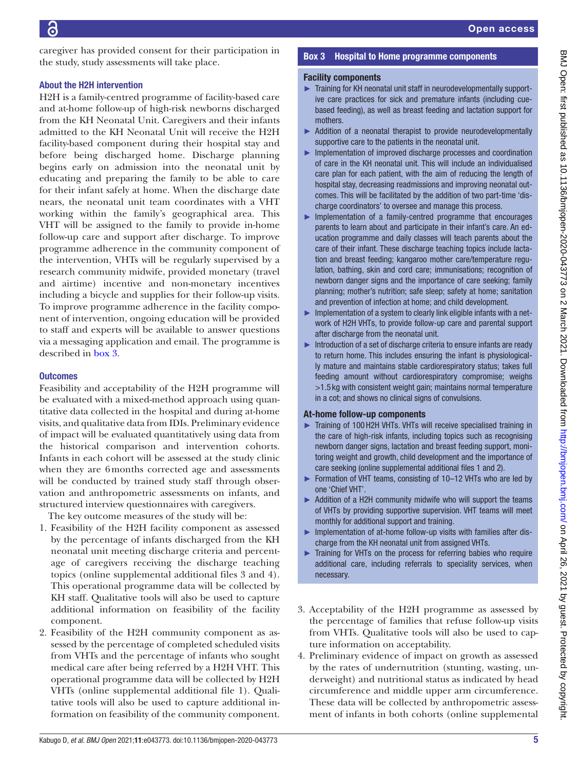caregiver has provided consent for their participation in the study, study assessments will take place.

### About the H2H intervention

H2H is a family-centred programme of facility-based care and at-home follow-up of high-risk newborns discharged from the KH Neonatal Unit. Caregivers and their infants admitted to the KH Neonatal Unit will receive the H2H facility-based component during their hospital stay and before being discharged home. Discharge planning begins early on admission into the neonatal unit by educating and preparing the family to be able to care for their infant safely at home. When the discharge date nears, the neonatal unit team coordinates with a VHT working within the family's geographical area. This VHT will be assigned to the family to provide in-home follow-up care and support after discharge. To improve programme adherence in the community component of the intervention, VHTs will be regularly supervised by a research community midwife, provided monetary (travel and airtime) incentive and non-monetary incentives including a bicycle and supplies for their follow-up visits. To improve programme adherence in the facility component of intervention, ongoing education will be provided to staff and experts will be available to answer questions via a messaging application and email. The programme is described in box 3.

### Outcomes

Feasibility and acceptability of the H2H programme will be evaluated with a mixed-method approach using quantitative data collected in the hospital and during at-home visits, and qualitative data from IDIs. Preliminary evidence of impact will be evaluated quantitatively using data from the historical comparison and intervention cohorts. Infants in each cohort will be assessed at the study clinic when they are 6 months corrected age and assessments will be conducted by trained study staff through observation and anthropometric assessments on infants, and structured interview questionnaires with caregivers.

The key outcome measures of the study will be:

1. Feasibility of the H2H facility component as assessed by the percentage of infants discharged from the KH neonatal unit meeting discharge criteria and percentage of caregivers receiving the discharge teaching topics (online supplemental additional files 3 and 4). This operational programme data will be collected by KH staff. Qualitative tools will also be used to capture additional information on feasibility of the facility component.
2. Feasibility of the H2H community component as assessed by the percentage of completed scheduled visits from VHTs and the percentage of infants who sought medical care after being referred by a H2H VHT. This operational programme data will be collected by H2H VHTs (online supplemental additional file 1). Qualitative tools will also be used to capture additional information on feasibility of the community component.

> **Box 3 Hospital to Home programme components**
>
> **Facility components**
>
> - Training for KH neonatal unit staff in neurodevelopmentally supportive care practices for sick and premature infants (including cue-based feeding), as well as breast feeding and lactation support for mothers.
> - Addition of a neonatal therapist to provide neurodevelopmentally supportive care to the patients in the neonatal unit.
> - Implementation of improved discharge processes and coordination of care in the KH neonatal unit. This will include an individualised care plan for each patient, with the aim of reducing the length of hospital stay, decreasing readmissions and improving neonatal outcomes. This will be facilitated by the addition of two part-time 'discharge coordinators' to oversee and manage this process.
> - Implementation of a family-centred programme that encourages parents to learn about and participate in their infant's care. An education programme and daily classes will teach parents about the care of their infant. These discharge teaching topics include lactation and breast feeding; kangaroo mother care/temperature regulation, bathing, skin and cord care; immunisations; recognition of newborn danger signs and the importance of care seeking; family planning; mother's nutrition; safe sleep; safety at home; sanitation and prevention of infection at home; and child development.
> - Implementation of a system to clearly link eligible infants with a network of H2H VHTs, to provide follow-up care and parental support after discharge from the neonatal unit.
> - Introduction of a set of discharge criteria to ensure infants are ready to return home. This includes ensuring the infant is physiologically mature and maintains stable cardiorespiratory status; takes full feeding amount without cardiorespiratory compromise; weighs >1.5 kg with consistent weight gain; maintains normal temperature in a cot; and shows no clinical signs of convulsions.
>
> **At-home follow-up components**
>
> - Training of 100 H2H VHTs. VHTs will receive specialised training in the care of high-risk infants, including topics such as recognising newborn danger signs, lactation and breast feeding support, monitoring weight and growth, child development and the importance of care seeking (online supplemental additional files 1 and 2).
> - Formation of VHT teams, consisting of 10–12 VHTs who are led by one 'Chief VHT'.
> - Addition of a H2H community midwife who will support the teams of VHTs by providing supportive supervision. VHT teams will meet monthly for additional support and training.
> - Implementation of at-home follow-up visits with families after discharge from the KH neonatal unit from assigned VHTs.
> - Training for VHTs on the process for referring babies who require additional care, including referrals to speciality services, when necessary.

3. Acceptability of the H2H programme as assessed by the percentage of families that refuse follow-up visits from VHTs. Qualitative tools will also be used to capture information on acceptability.
4. Preliminary evidence of impact on growth as assessed by the rates of undernutrition (stunting, wasting, underweight) and nutritional status as indicated by head circumference and middle upper arm circumference. These data will be collected by anthropometric assessment of infants in both cohorts (online supplemental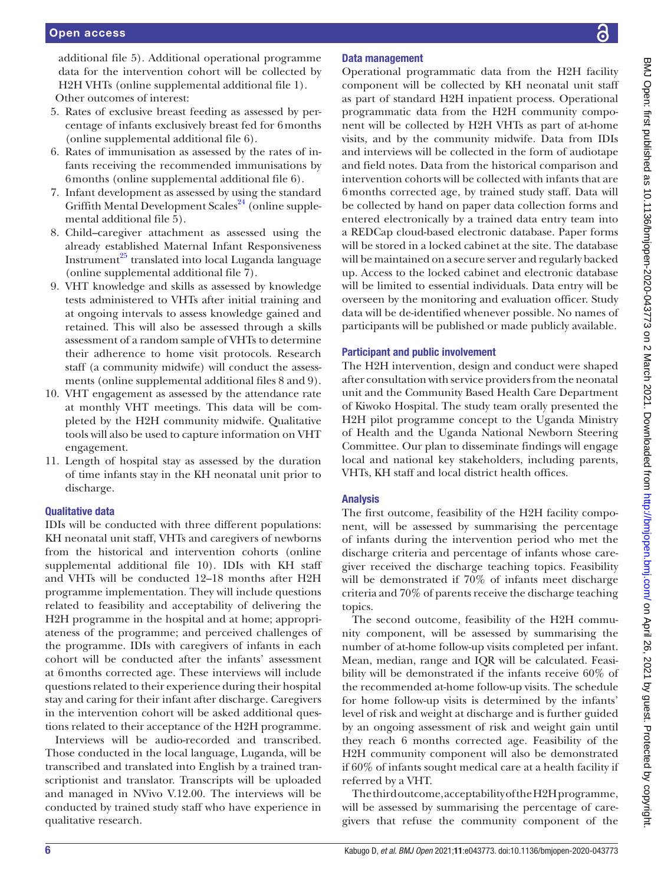additional file 5). Additional operational programme data for the intervention cohort will be collected by H2H VHTs (online supplemental additional file 1).

Other outcomes of interest:

5. Rates of exclusive breast feeding as assessed by percentage of infants exclusively breast fed for 6 months (online supplemental additional file 6).
6. Rates of immunisation as assessed by the rates of infants receiving the recommended immunisations by 6 months (online supplemental additional file 6).
7. Infant development as assessed by using the standard Griffith Mental Development Scales[24] (online supplemental additional file 5).
8. Child–caregiver attachment as assessed using the already established Maternal Infant Responsiveness Instrument[25] translated into local Luganda language (online supplemental additional file 7).
9. VHT knowledge and skills as assessed by knowledge tests administered to VHTs after initial training and at ongoing intervals to assess knowledge gained and retained. This will also be assessed through a skills assessment of a random sample of VHTs to determine their adherence to home visit protocols. Research staff (a community midwife) will conduct the assessments (online supplemental additional files 8 and 9).
10. VHT engagement as assessed by the attendance rate at monthly VHT meetings. This data will be completed by the H2H community midwife. Qualitative tools will also be used to capture information on VHT engagement.
11. Length of hospital stay as assessed by the duration of time infants stay in the KH neonatal unit prior to discharge.

### Qualitative data

IDIs will be conducted with three different populations: KH neonatal unit staff, VHTs and caregivers of newborns from the historical and intervention cohorts (online supplemental additional file 10). IDIs with KH staff and VHTs will be conducted 12–18 months after H2H programme implementation. They will include questions related to feasibility and acceptability of delivering the H2H programme in the hospital and at home; appropriateness of the programme; and perceived challenges of the programme. IDIs with caregivers of infants in each cohort will be conducted after the infants' assessment at 6 months corrected age. These interviews will include questions related to their experience during their hospital stay and caring for their infant after discharge. Caregivers in the intervention cohort will be asked additional questions related to their acceptance of the H2H programme.

Interviews will be audio-recorded and transcribed. Those conducted in the local language, Luganda, will be transcribed and translated into English by a trained transcriptionist and translator. Transcripts will be uploaded and managed in NVivo V.12.00. The interviews will be conducted by trained study staff who have experience in qualitative research.

### Data management

Operational programmatic data from the H2H facility component will be collected by KH neonatal unit staff as part of standard H2H inpatient process. Operational programmatic data from the H2H community component will be collected by H2H VHTs as part of at-home visits, and by the community midwife. Data from IDIs and interviews will be collected in the form of audiotape and field notes. Data from the historical comparison and intervention cohorts will be collected with infants that are 6 months corrected age, by trained study staff. Data will be collected by hand on paper data collection forms and entered electronically by a trained data entry team into a REDCap cloud-based electronic database. Paper forms will be stored in a locked cabinet at the site. The database will be maintained on a secure server and regularly backed up. Access to the locked cabinet and electronic database will be limited to essential individuals. Data entry will be overseen by the monitoring and evaluation officer. Study data will be de-identified whenever possible. No names of participants will be published or made publicly available.

### Participant and public involvement

The H2H intervention, design and conduct were shaped after consultation with service providers from the neonatal unit and the Community Based Health Care Department of Kiwoko Hospital. The study team orally presented the H2H pilot programme concept to the Uganda Ministry of Health and the Uganda National Newborn Steering Committee. Our plan to disseminate findings will engage local and national key stakeholders, including parents, VHTs, KH staff and local district health offices.

### Analysis

The first outcome, feasibility of the H2H facility component, will be assessed by summarising the percentage of infants during the intervention period who met the discharge criteria and percentage of infants whose caregiver received the discharge teaching topics. Feasibility will be demonstrated if 70% of infants meet discharge criteria and 70% of parents receive the discharge teaching topics.

The second outcome, feasibility of the H2H community component, will be assessed by summarising the number of at-home follow-up visits completed per infant. Mean, median, range and IQR will be calculated. Feasibility will be demonstrated if the infants receive 60% of the recommended at-home follow-up visits. The schedule for home follow-up visits is determined by the infants' level of risk and weight at discharge and is further guided by an ongoing assessment of risk and weight gain until they reach 6 months corrected age. Feasibility of the H2H community component will also be demonstrated if 60% of infants sought medical care at a health facility if referred by a VHT.

The third outcome, acceptability of the H2H programme, will be assessed by summarising the percentage of caregivers that refuse the community component of the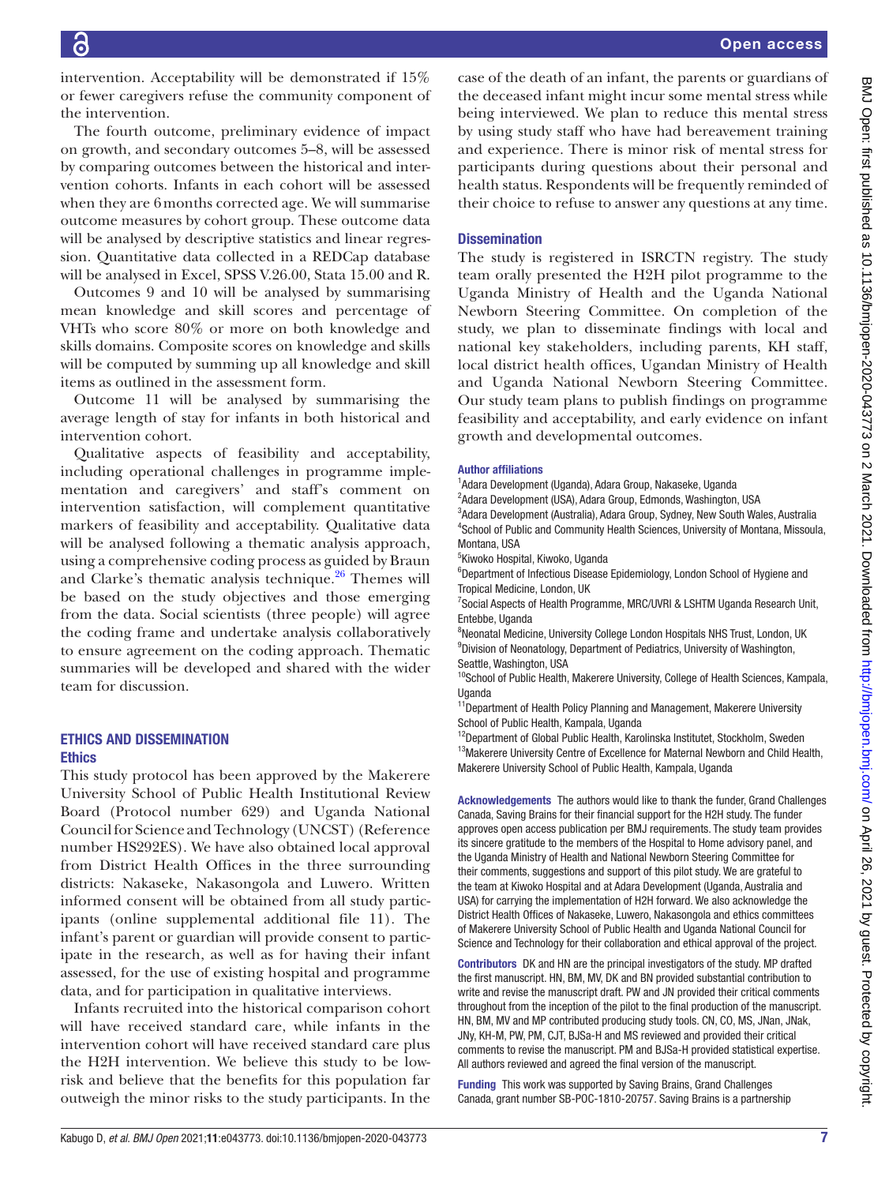intervention. Acceptability will be demonstrated if 15% or fewer caregivers refuse the community component of the intervention.

The fourth outcome, preliminary evidence of impact on growth, and secondary outcomes 5–8, will be assessed by comparing outcomes between the historical and intervention cohorts. Infants in each cohort will be assessed when they are 6 months corrected age. We will summarise outcome measures by cohort group. These outcome data will be analysed by descriptive statistics and linear regression. Quantitative data collected in a REDCap database will be analysed in Excel, SPSS V.26.00, Stata 15.00 and R.

Outcomes 9 and 10 will be analysed by summarising mean knowledge and skill scores and percentage of VHTs who score 80% or more on both knowledge and skills domains. Composite scores on knowledge and skills will be computed by summing up all knowledge and skill items as outlined in the assessment form.

Outcome 11 will be analysed by summarising the average length of stay for infants in both historical and intervention cohort.

Qualitative aspects of feasibility and acceptability, including operational challenges in programme implementation and caregivers' and staff's comment on intervention satisfaction, will complement quantitative markers of feasibility and acceptability. Qualitative data will be analysed following a thematic analysis approach, using a comprehensive coding process as guided by Braun and Clarke's thematic analysis technique.[26] Themes will be based on the study objectives and those emerging from the data. Social scientists (three people) will agree the coding frame and undertake analysis collaboratively to ensure agreement on the coding approach. Thematic summaries will be developed and shared with the wider team for discussion.

## ETHICS AND DISSEMINATION

### Ethics

This study protocol has been approved by the Makerere University School of Public Health Institutional Review Board (Protocol number 629) and Uganda National Council for Science and Technology (UNCST) (Reference number HS292ES). We have also obtained local approval from District Health Offices in the three surrounding districts: Nakaseke, Nakasongola and Luwero. Written informed consent will be obtained from all study participants (online supplemental additional file 11). The infant's parent or guardian will provide consent to participate in the research, as well as for having their infant assessed, for the use of existing hospital and programme data, and for participation in qualitative interviews.

Infants recruited into the historical comparison cohort will have received standard care, while infants in the intervention cohort will have received standard care plus the H2H intervention. We believe this study to be low-risk and believe that the benefits for this population far outweigh the minor risks to the study participants. In the case of the death of an infant, the parents or guardians of the deceased infant might incur some mental stress while being interviewed. We plan to reduce this mental stress by using study staff who have had bereavement training and experience. There is minor risk of mental stress for participants during questions about their personal and health status. Respondents will be frequently reminded of their choice to refuse to answer any questions at any time.

### Dissemination

The study is registered in ISRCTN registry. The study team orally presented the H2H pilot programme to the Uganda Ministry of Health and the Uganda National Newborn Steering Committee. On completion of the study, we plan to disseminate findings with local and national key stakeholders, including parents, KH staff, local district health offices, Ugandan Ministry of Health and Uganda National Newborn Steering Committee. Our study team plans to publish findings on programme feasibility and acceptability, and early evidence on infant growth and developmental outcomes.

#### Author affiliations

[1]Adara Development (Uganda), Adara Group, Nakaseke, Uganda
[2]Adara Development (USA), Adara Group, Edmonds, Washington, USA
[3]Adara Development (Australia), Adara Group, Sydney, New South Wales, Australia
[4]School of Public and Community Health Sciences, University of Montana, Missoula, Montana, USA
[5]Kiwoko Hospital, Kiwoko, Uganda
[6]Department of Infectious Disease Epidemiology, London School of Hygiene and Tropical Medicine, London, UK
[7]Social Aspects of Health Programme, MRC/UVRI & LSHTM Uganda Research Unit, Entebbe, Uganda
[8]Neonatal Medicine, University College London Hospitals NHS Trust, London, UK
[9]Division of Neonatology, Department of Pediatrics, University of Washington, Seattle, Washington, USA
[10]School of Public Health, Makerere University, College of Health Sciences, Kampala, Uganda
[11]Department of Health Policy Planning and Management, Makerere University School of Public Health, Kampala, Uganda
[12]Department of Global Public Health, Karolinska Institutet, Stockholm, Sweden
[13]Makerere University Centre of Excellence for Maternal Newborn and Child Health, Makerere University School of Public Health, Kampala, Uganda

**Acknowledgements** The authors would like to thank the funder, Grand Challenges Canada, Saving Brains for their financial support for the H2H study. The funder approves open access publication per BMJ requirements. The study team provides its sincere gratitude to the members of the Hospital to Home advisory panel, and the Uganda Ministry of Health and National Newborn Steering Committee for their comments, suggestions and support of this pilot study. We are grateful to the team at Kiwoko Hospital and at Adara Development (Uganda, Australia and USA) for carrying the implementation of H2H forward. We also acknowledge the District Health Offices of Nakaseke, Luwero, Nakasongola and ethics committees of Makerere University School of Public Health and Uganda National Council for Science and Technology for their collaboration and ethical approval of the project.

**Contributors** DK and HN are the principal investigators of the study. MP drafted the first manuscript. HN, BM, MV, DK and BN provided substantial contribution to write and revise the manuscript draft. PW and JN provided their critical comments throughout from the inception of the pilot to the final production of the manuscript. HN, BM, MV and MP contributed producing study tools. CN, CO, MS, JNan, JNak, JNy, KH-M, PW, PM, CJT, BJSa-H and MS reviewed and provided their critical comments to revise the manuscript. PM and BJSa-H provided statistical expertise. All authors reviewed and agreed the final version of the manuscript.

**Funding** This work was supported by Saving Brains, Grand Challenges Canada, grant number SB-POC-1810-20757. Saving Brains is a partnership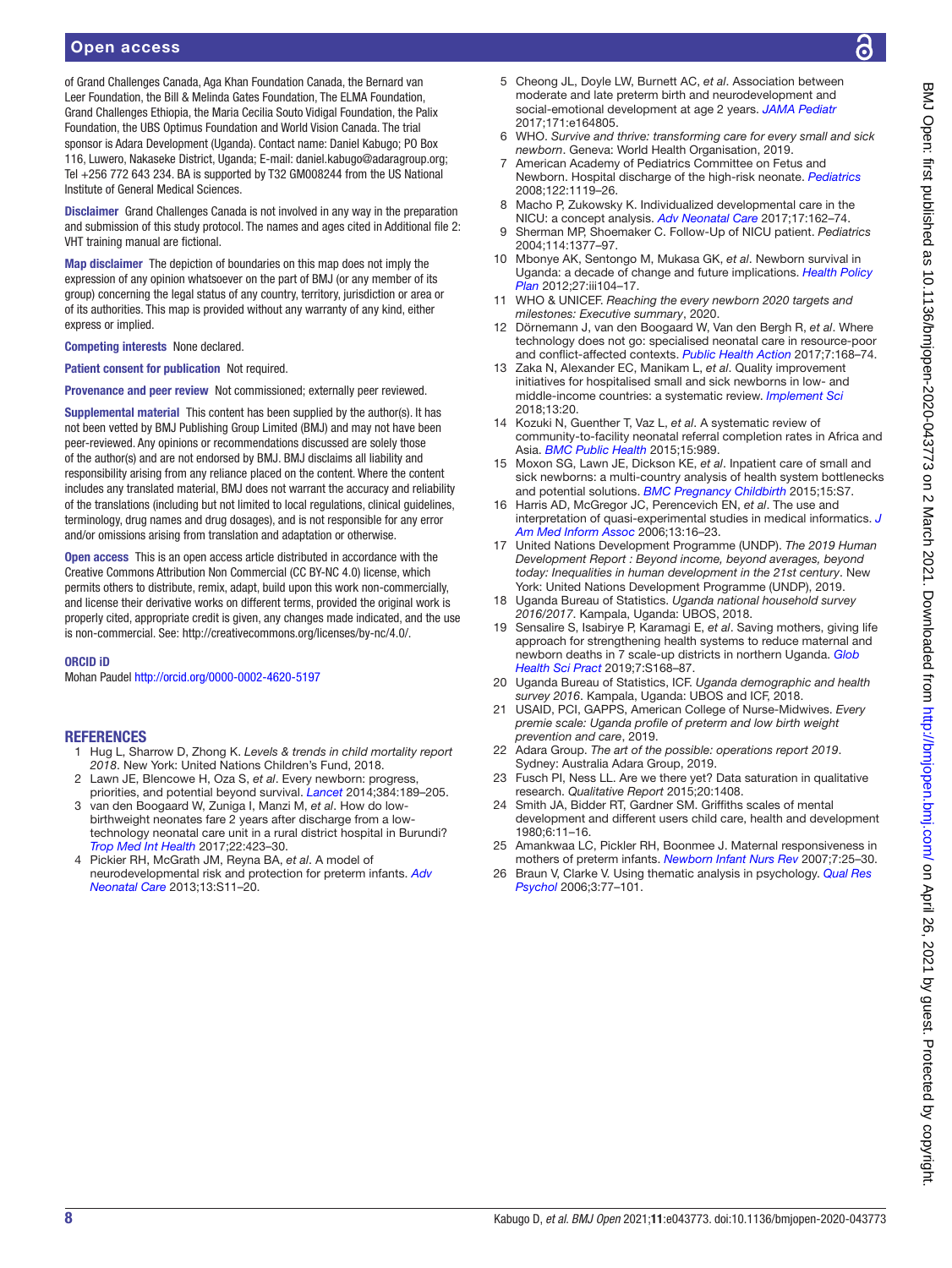of Grand Challenges Canada, Aga Khan Foundation Canada, the Bernard van Leer Foundation, the Bill & Melinda Gates Foundation, The ELMA Foundation, Grand Challenges Ethiopia, the Maria Cecilia Souto Vidigal Foundation, the Palix Foundation, the UBS Optimus Foundation and World Vision Canada. The trial sponsor is Adara Development (Uganda). Contact name: Daniel Kabugo; PO Box 116, Luwero, Nakaseke District, Uganda; E-mail: daniel.kabugo@adaragroup.org; Tel +256 772 643 234. BA is supported by T32 GM008244 from the US National Institute of General Medical Sciences.

**Disclaimer** Grand Challenges Canada is not involved in any way in the preparation and submission of this study protocol. The names and ages cited in Additional file 2: VHT training manual are fictional.

**Map disclaimer** The depiction of boundaries on this map does not imply the expression of any opinion whatsoever on the part of BMJ (or any member of its group) concerning the legal status of any country, territory, jurisdiction or area or of its authorities. This map is provided without any warranty of any kind, either express or implied.

**Competing interests** None declared.

**Patient consent for publication** Not required.

**Provenance and peer review** Not commissioned; externally peer reviewed.

**Supplemental material** This content has been supplied by the author(s). It has not been vetted by BMJ Publishing Group Limited (BMJ) and may not have been peer-reviewed. Any opinions or recommendations discussed are solely those of the author(s) and are not endorsed by BMJ. BMJ disclaims all liability and responsibility arising from any reliance placed on the content. Where the content includes any translated material, BMJ does not warrant the accuracy and reliability of the translations (including but not limited to local regulations, clinical guidelines, terminology, drug names and drug dosages), and is not responsible for any error and/or omissions arising from translation and adaptation or otherwise.

**Open access** This is an open access article distributed in accordance with the Creative Commons Attribution Non Commercial (CC BY-NC 4.0) license, which permits others to distribute, remix, adapt, build upon this work non-commercially, and license their derivative works on different terms, provided the original work is properly cited, appropriate credit is given, any changes made indicated, and the use is non-commercial. See: http://creativecommons.org/licenses/by-nc/4.0/.

**ORCID iD**

Mohan Paudel http://orcid.org/0000-0002-4620-5197

## REFERENCES

1. Hug L, Sharrow D, Zhong K. *Levels & trends in child mortality report 2018*. New York: United Nations Children's Fund, 2018.
2. Lawn JE, Blencowe H, Oza S, *et al*. Every newborn: progress, priorities, and potential beyond survival. *Lancet* 2014;384:189–205.
3. van den Boogaard W, Zuniga I, Manzi M, *et al*. How do low-birthweight neonates fare 2 years after discharge from a low-technology neonatal care unit in a rural district hospital in Burundi? *Trop Med Int Health* 2017;22:423–30.
4. Pickier RH, McGrath JM, Reyna BA, *et al*. A model of neurodevelopmental risk and protection for preterm infants. *Adv Neonatal Care* 2013;13:S11–20.
5. Cheong JL, Doyle LW, Burnett AC, *et al*. Association between moderate and late preterm birth and neurodevelopment and social-emotional development at age 2 years. *JAMA Pediatr* 2017;171:e164805.
6. WHO. *Survive and thrive: transforming care for every small and sick newborn*. Geneva: World Health Organisation, 2019.
7. American Academy of Pediatrics Committee on Fetus and Newborn. Hospital discharge of the high-risk neonate. *Pediatrics* 2008;122:1119–26.
8. Macho P, Zukowsky K. Individualized developmental care in the NICU: a concept analysis. *Adv Neonatal Care* 2017;17:162–74.
9. Sherman MP, Shoemaker C. Follow-Up of NICU patient. *Pediatrics* 2004;114:1377–97.
10. Mbonye AK, Sentongo M, Mukasa GK, *et al*. Newborn survival in Uganda: a decade of change and future implications. *Health Policy Plan* 2012;27:iii104–17.
11. WHO & UNICEF. *Reaching the every newborn 2020 targets and milestones: Executive summary*, 2020.
12. Dörnemann J, van den Boogaard W, Van den Bergh R, *et al*. Where technology does not go: specialised neonatal care in resource-poor and conflict-affected contexts. *Public Health Action* 2017;7:168–74.
13. Zaka N, Alexander EC, Manikam L, *et al*. Quality improvement initiatives for hospitalised small and sick newborns in low- and middle-income countries: a systematic review. *Implement Sci* 2018;13:20.
14. Kozuki N, Guenther T, Vaz L, *et al*. A systematic review of community-to-facility neonatal referral completion rates in Africa and Asia. *BMC Public Health* 2015;15:989.
15. Moxon SG, Lawn JE, Dickson KE, *et al*. Inpatient care of small and sick newborns: a multi-country analysis of health system bottlenecks and potential solutions. *BMC Pregnancy Childbirth* 2015;15:S7.
16. Harris AD, McGregor JC, Perencevich EN, *et al*. The use and interpretation of quasi-experimental studies in medical informatics. *J Am Med Inform Assoc* 2006;13:16–23.
17. United Nations Development Programme (UNDP). *The 2019 Human Development Report : Beyond income, beyond averages, beyond today: Inequalities in human development in the 21st century*. New York: United Nations Development Programme (UNDP), 2019.
18. Uganda Bureau of Statistics. *Uganda national household survey 2016/2017*. Kampala, Uganda: UBOS, 2018.
19. Sensalire S, Isabirye P, Karamagi E, *et al*. Saving mothers, giving life approach for strengthening health systems to reduce maternal and newborn deaths in 7 scale-up districts in northern Uganda. *Glob Health Sci Pract* 2019;7:S168–87.
20. Uganda Bureau of Statistics, ICF. *Uganda demographic and health survey 2016*. Kampala, Uganda: UBOS and ICF, 2018.
21. USAID, PCI, GAPPS, American College of Nurse-Midwives. *Every premie scale: Uganda profile of preterm and low birth weight prevention and care*, 2019.
22. Adara Group. *The art of the possible: operations report 2019*. Sydney: Australia Adara Group, 2019.
23. Fusch PI, Ness LL. Are we there yet? Data saturation in qualitative research. *Qualitative Report* 2015;20:1408.
24. Smith JA, Bidder RT, Gardner SM. Griffiths scales of mental development and different users child care, health and development 1980;6:11–16.
25. Amankwaa LC, Pickler RH, Boonmee J. Maternal responsiveness in mothers of preterm infants. *Newborn Infant Nurs Rev* 2007;7:25–30.
26. Braun V, Clarke V. Using thematic analysis in psychology. *Qual Res Psychol* 2006;3:77–101.